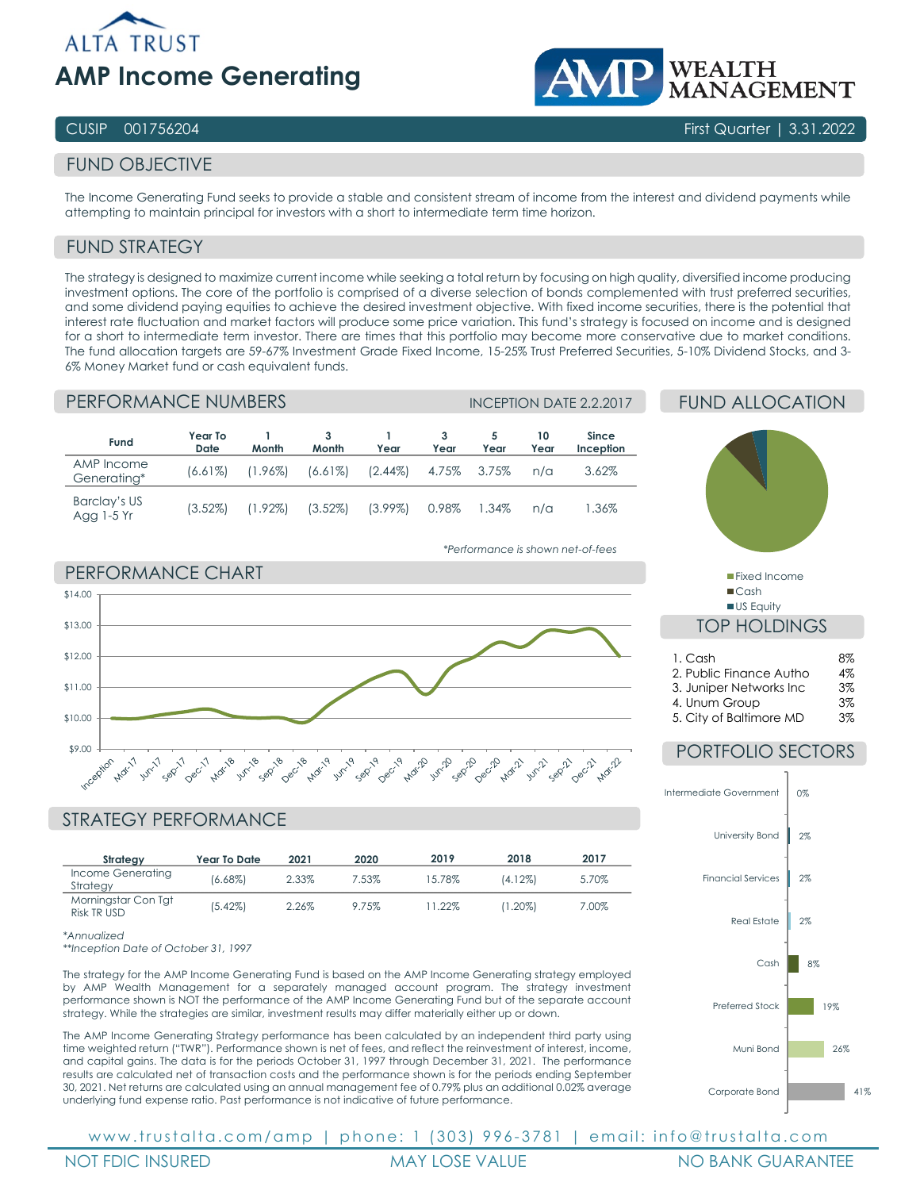ALTA TRUST

# AMP Income Generating

AMP WEALTH MANAGEMENT

CUSIP 001756204 | First Quarter | 3.31.2022

## FUND OBJECTIVE

The Income Generating Fund seeks to provide a stable and consistent stream of income from the interest and dividend payments while attempting to maintain principal for investors with a short to intermediate term time horizon.

## FUND STRATEGY

The strategy is designed to maximize current income while seeking a total return by focusing on high quality, diversified income producing investment options. The core of the portfolio is comprised of a diverse selection of bonds complemented with trust preferred securities, and some dividend paying equities to achieve the desired investment objective. With fixed income securities, there is the potential that interest rate fluctuation and market factors will produce some price variation. This fund's strategy is focused on income and is designed for a short to intermediate term investor. There are times that this portfolio may become more conservative due to market conditions. The fund allocation targets are 59-67% Investment Grade Fixed Income, 15-25% Trust Preferred Securities, 5-10% Dividend Stocks, and 3-6% Money Market fund or cash equivalent funds.

## PERFORMANCE NUMBERS

INCEPTION DATE 2.2.2017

| Fund | Year To Date | 1 Month | 3 Month | 1 Year | 3 Year | 5 Year | 10 Year | Since Inception |
|---|---|---|---|---|---|---|---|---|
| AMP Income Generating* | (6.61%) | (1.96%) | (6.61%) | (2.44%) | 4.75% | 3.75% | n/a | 3.62% |
| Barclay's US Agg 1-5 Yr | (3.52%) | (1.92%) | (3.52%) | (3.99%) | 0.98% | 1.34% | n/a | 1.36% |

*Performance is shown net-of-fees*

## PERFORMANCE CHART

$14.00, $13.00, $12.00, $11.00, $10.00, $9.00

Inception, Mar-17, Jun-17, Sep-17, Dec-17, Mar-18, Jun-18, Sep-18, Dec-18, Mar-19, Jun-19, Sep-19, Dec-19, Mar-20, Jun-20, Sep-20, Dec-20, Mar-21, Jun-21, Sep-21, Dec-21, Mar-22

## STRATEGY PERFORMANCE

| Strategy | Year To Date | 2021 | 2020 | 2019 | 2018 | 2017 |
|---|---|---|---|---|---|---|
| Income Generating Strategy | (6.68%) | 2.33% | 7.53% | 15.78% | (4.12%) | 5.70% |
| Morningstar Con Tgt Risk TR USD | (5.42%) | 2.26% | 9.75% | 11.22% | (1.20%) | 7.00% |

*Annualized
**Inception Date of October 31, 1997

The strategy for the AMP Income Generating Fund is based on the AMP Income Generating strategy employed by AMP Wealth Management for a separately managed account program. The strategy investment performance shown is NOT the performance of the AMP Income Generating Fund but of the separate account strategy. While the strategies are similar, investment results may differ materially either up or down.

The AMP Income Generating Strategy performance has been calculated by an independent third party using time weighted return ("TWR"). Performance shown is net of fees, and reflect the reinvestment of interest, income, and capital gains. The data is for the periods October 31, 1997 through December 31, 2021. The performance results are calculated net of transaction costs and the performance shown is for the periods ending September 30, 2021. Net returns are calculated using an annual management fee of 0.79% plus an additional 0.02% average underlying fund expense ratio. Past performance is not indicative of future performance.

## FUND ALLOCATION

- Fixed Income
- Cash
- US Equity

## TOP HOLDINGS

| Holding | % |
|---|---|
| 1. Cash | 8% |
| 2. Public Finance Autho | 4% |
| 3. Juniper Networks Inc | 3% |
| 4. Unum Group | 3% |
| 5. City of Baltimore MD | 3% |

## PORTFOLIO SECTORS

| Sector | % |
|---|---|
| Intermediate Government | 0% |
| University Bond | 2% |
| Financial Services | 2% |
| Real Estate | 2% |
| Cash | 8% |
| Preferred Stock | 19% |
| Muni Bond | 26% |
| Corporate Bond | 41% |

www.trustalta.com/amp | phone: 1 (303) 996-3781 | email: info@trustalta.com

NOT FDIC INSURED | MAY LOSE VALUE | NO BANK GUARANTEE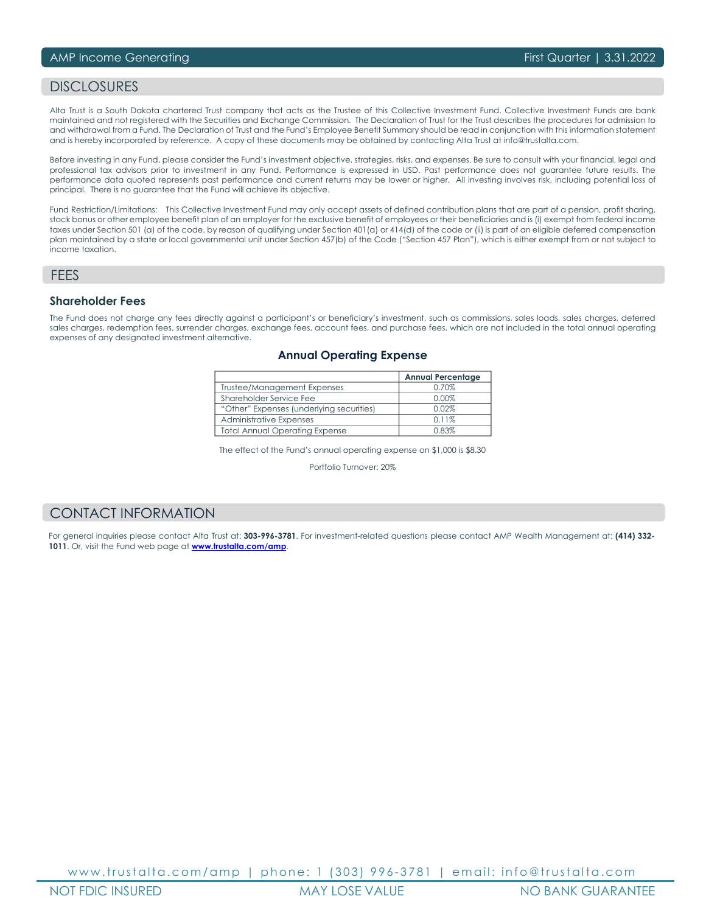## DISCLOSURES

Alta Trust is a South Dakota chartered Trust company that acts as the Trustee of this Collective Investment Fund. Collective Investment Funds are bank maintained and not registered with the Securities and Exchange Commission. The Declaration of Trust for the Trust describes the procedures for admission to and withdrawal from a Fund. The Declaration of Trust and the Fund's Employee Benefit Summary should be read in conjunction with this information statement and is hereby incorporated by reference. A copy of these documents may be obtained by contacting Alta Trust at info@trustalta.com.

Before investing in any Fund, please consider the Fund's investment objective, strategies, risks, and expenses. Be sure to consult with your financial, legal and professional tax advisors prior to investment in any Fund. Performance is expressed in USD. Past performance does not guarantee future results. The performance data quoted represents past performance and current returns may be lower or higher. All investing involves risk, including potential loss of principal. There is no guarantee that the Fund will achieve its objective.

Fund Restriction/Limitations: This Collective Investment Fund may only accept assets of defined contribution plans that are part of a pension, profit sharing, stock bonus or other employee benefit plan of an employer for the exclusive benefit of employees or their beneficiaries and is (i) exempt from federal income taxes under Section 501 (a) of the code, by reason of qualifying under Section 401(a) or 414(d) of the code or (ii) is part of an eligible deferred compensation plan maintained by a state or local governmental unit under Section 457(b) of the Code ("Section 457 Plan"), which is either exempt from or not subject to income taxation.

## FEES

### Shareholder Fees

The Fund does not charge any fees directly against a participant's or beneficiary's investment, such as commissions, sales loads, sales charges, deferred sales charges, redemption fees, surrender charges, exchange fees, account fees, and purchase fees, which are not included in the total annual operating expenses of any designated investment alternative.

### Annual Operating Expense

| | Annual Percentage |
|---|---|
| Trustee/Management Expenses | 0.70% |
| Shareholder Service Fee | 0.00% |
| "Other" Expenses (underlying securities) | 0.02% |
| Administrative Expenses | 0.11% |
| Total Annual Operating Expense | 0.83% |

The effect of the Fund's annual operating expense on $1,000 is $8.30

Portfolio Turnover: 20%

## CONTACT INFORMATION

For general inquiries please contact Alta Trust at: **303-996-3781**. For investment-related questions please contact AMP Wealth Management at: **(414) 332-1011**. Or, visit the Fund web page at **www.trustalta.com/amp**.

www.trustalta.com/amp | phone: 1 (303) 996-3781 | email: info@trustalta.com

NOT FDIC INSURED | MAY LOSE VALUE | NO BANK GUARANTEE